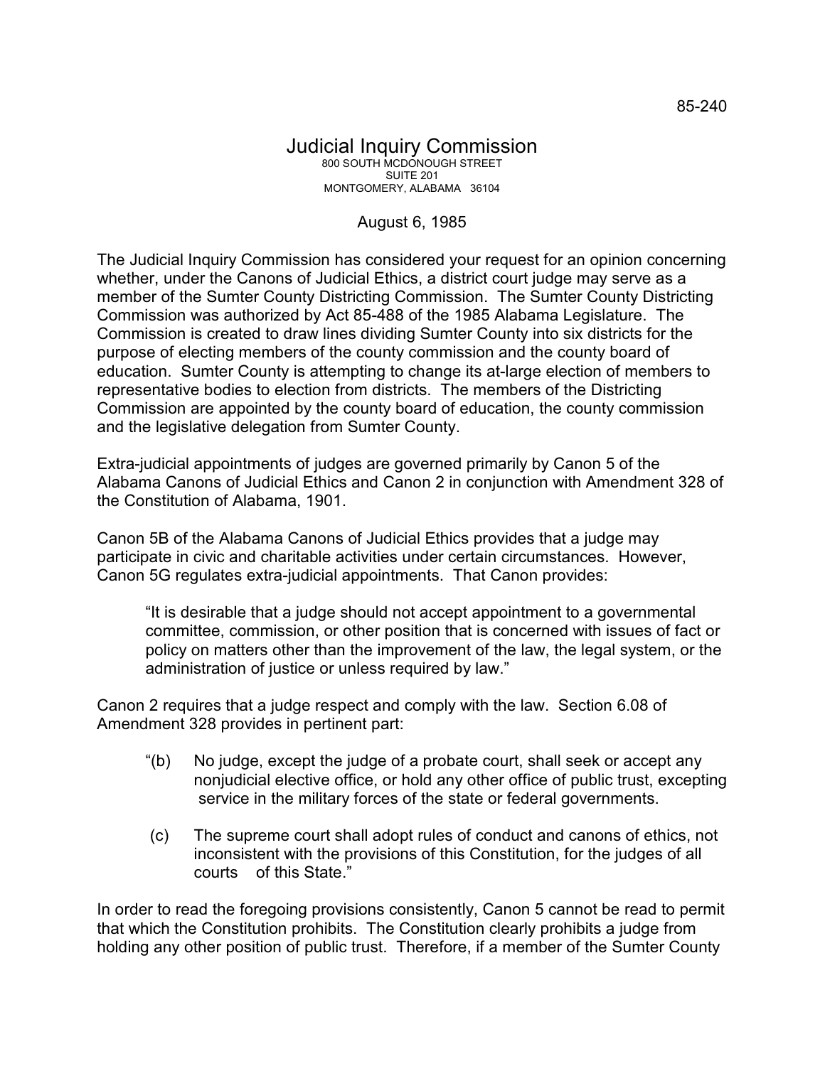85-240

# Judicial Inquiry Commission

800 SOUTH MCDONOUGH STREET
SUITE 201
MONTGOMERY, ALABAMA 36104

August 6, 1985

The Judicial Inquiry Commission has considered your request for an opinion concerning whether, under the Canons of Judicial Ethics, a district court judge may serve as a member of the Sumter County Districting Commission. The Sumter County Districting Commission was authorized by Act 85-488 of the 1985 Alabama Legislature. The Commission is created to draw lines dividing Sumter County into six districts for the purpose of electing members of the county commission and the county board of education. Sumter County is attempting to change its at-large election of members to representative bodies to election from districts. The members of the Districting Commission are appointed by the county board of education, the county commission and the legislative delegation from Sumter County.

Extra-judicial appointments of judges are governed primarily by Canon 5 of the Alabama Canons of Judicial Ethics and Canon 2 in conjunction with Amendment 328 of the Constitution of Alabama, 1901.

Canon 5B of the Alabama Canons of Judicial Ethics provides that a judge may participate in civic and charitable activities under certain circumstances. However, Canon 5G regulates extra-judicial appointments. That Canon provides:

> "It is desirable that a judge should not accept appointment to a governmental committee, commission, or other position that is concerned with issues of fact or policy on matters other than the improvement of the law, the legal system, or the administration of justice or unless required by law."

Canon 2 requires that a judge respect and comply with the law. Section 6.08 of Amendment 328 provides in pertinent part:

> "(b) No judge, except the judge of a probate court, shall seek or accept any nonjudicial elective office, or hold any other office of public trust, excepting service in the military forces of the state or federal governments.
>
> (c) The supreme court shall adopt rules of conduct and canons of ethics, not inconsistent with the provisions of this Constitution, for the judges of all courts of this State."

In order to read the foregoing provisions consistently, Canon 5 cannot be read to permit that which the Constitution prohibits. The Constitution clearly prohibits a judge from holding any other position of public trust. Therefore, if a member of the Sumter County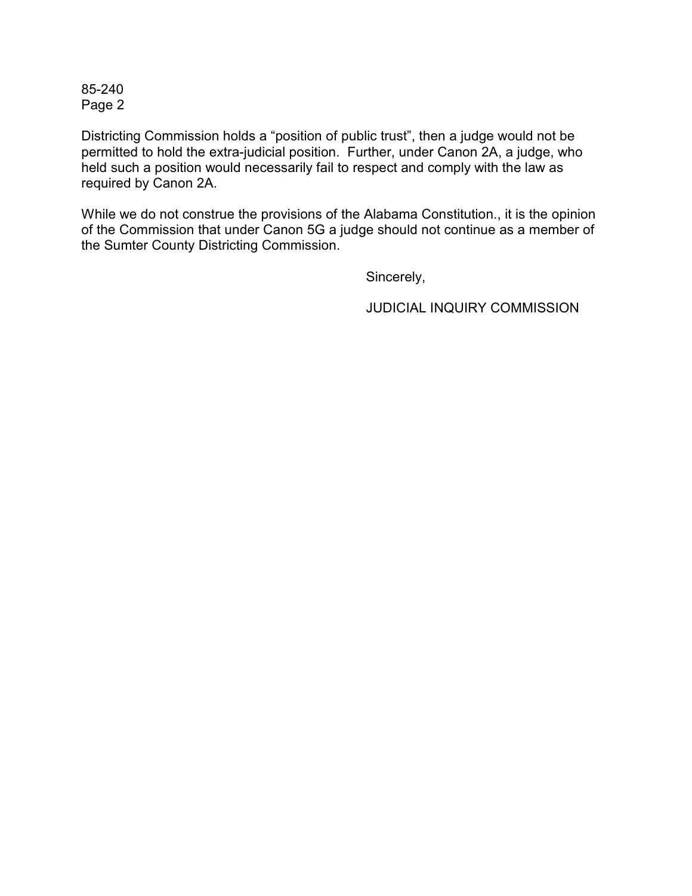Districting Commission holds a “position of public trust”, then a judge would not be permitted to hold the extra-judicial position. Further, under Canon 2A, a judge, who held such a position would necessarily fail to respect and comply with the law as required by Canon 2A.

While we do not construe the provisions of the Alabama Constitution., it is the opinion of the Commission that under Canon 5G a judge should not continue as a member of the Sumter County Districting Commission.

Sincerely,

JUDICIAL INQUIRY COMMISSION